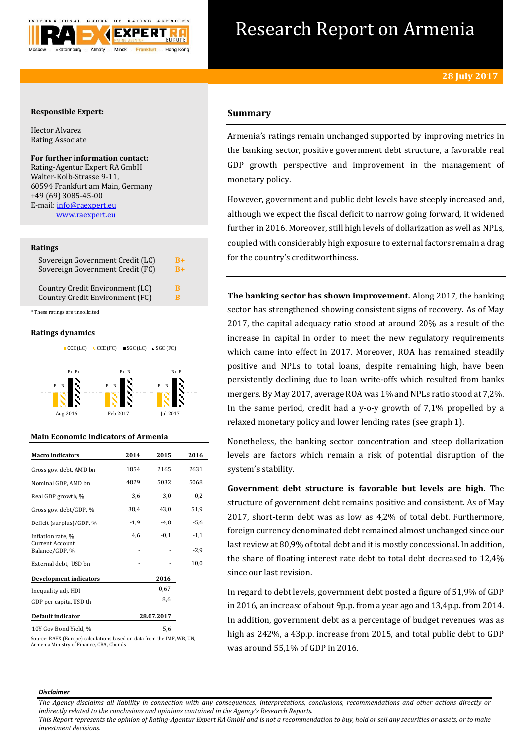# Research Report on Armenia

**28 July 2017**

**Responsible Expert:**

Hector Alvarez
Rating Associate

**For further information contact:**
Rating-Agentur Expert RA GmbH
Walter-Kolb-Strasse 9-11,
60594 Frankfurt am Main, Germany
+49 (69) 3085-45-00
E-mail: info@raexpert.eu
www.raexpert.eu

## Ratings

| | |
|---|---|
| Sovereign Government Credit (LC) | B+ |
| Sovereign Government Credit (FC) | B+ |
| Country Credit Environment (LC) | B |
| Country Credit Environment (FC) | B |

*These ratings are unsolicited

## Ratings dynamics

CCE (LC) CCE (FC) SGC (LC) SGC (FC)

| | CCE (LC) | CCE (FC) | SGC (LC) | SGC (FC) |
|---|---|---|---|---|
| Aug 2016 | B | B | B+ | B+ |
| Feb 2017 | B | B | B+ | B+ |
| Jul 2017 | B | B | B+ | B+ |

## Main Economic Indicators of Armenia

| Macro indicators | 2014 | 2015 | 2016 |
|---|---|---|---|
| Gross gov. debt, AMD bn | 1854 | 2165 | 2631 |
| Nominal GDP, AMD bn | 4829 | 5032 | 5068 |
| Real GDP growth, % | 3,6 | 3,0 | 0,2 |
| Gross gov. debt/GDP, % | 38,4 | 43,0 | 51,9 |
| Deficit (surplus)/GDP, % | -1,9 | -4,8 | -5,6 |
| Inflation rate, % | 4,6 | -0,1 | -1,1 |
| Current Account Balance/GDP, % | - | - | -2,9 |
| External debt, USD bn | - | - | 10,0 |
| **Development indicators** | | **2016** | |
| Inequality adj. HDI | | 0,67 | |
| GDP per capita, USD th | | 8,6 | |
| **Default indicator** | | **28.07.2017** | |
| 10Y Gov Bond Yield, % | | 5,6 | |

Source: RAEX (Europe) calculations based on data from the IMF, WB, UN, Armenia Ministry of Finance, CBA, Cbonds

## Summary

Armenia's ratings remain unchanged supported by improving metrics in the banking sector, positive government debt structure, a favorable real GDP growth perspective and improvement in the management of monetary policy.

However, government and public debt levels have steeply increased and, although we expect the fiscal deficit to narrow going forward, it widened further in 2016. Moreover, still high levels of dollarization as well as NPLs, coupled with considerably high exposure to external factors remain a drag for the country's creditworthiness.

**The banking sector has shown improvement.** Along 2017, the banking sector has strengthened showing consistent signs of recovery. As of May 2017, the capital adequacy ratio stood at around 20% as a result of the increase in capital in order to meet the new regulatory requirements which came into effect in 2017. Moreover, ROA has remained steadily positive and NPLs to total loans, despite remaining high, have been persistently declining due to loan write-offs which resulted from banks mergers. By May 2017, average ROA was 1% and NPLs ratio stood at 7,2%. In the same period, credit had a y-o-y growth of 7,1% propelled by a relaxed monetary policy and lower lending rates (see graph 1).

Nonetheless, the banking sector concentration and steep dollarization levels are factors which remain a risk of potential disruption of the system's stability.

**Government debt structure is favorable but levels are high**. The structure of government debt remains positive and consistent. As of May 2017, short-term debt was as low as 4,2% of total debt. Furthermore, foreign currency denominated debt remained almost unchanged since our last review at 80,9% of total debt and it is mostly concessional. In addition, the share of floating interest rate debt to total debt decreased to 12,4% since our last revision.

In regard to debt levels, government debt posted a figure of 51,9% of GDP in 2016, an increase of about 9p.p. from a year ago and 13,4p.p. from 2014. In addition, government debt as a percentage of budget revenues was as high as 242%, a 43p.p. increase from 2015, and total public debt to GDP was around 55,1% of GDP in 2016.

*Disclaimer*

*The Agency disclaims all liability in connection with any consequences, interpretations, conclusions, recommendations and other actions directly or indirectly related to the conclusions and opinions contained in the Agency's Research Reports.*
*This Report represents the opinion of Rating-Agentur Expert RA GmbH and is not a recommendation to buy, hold or sell any securities or assets, or to make investment decisions.*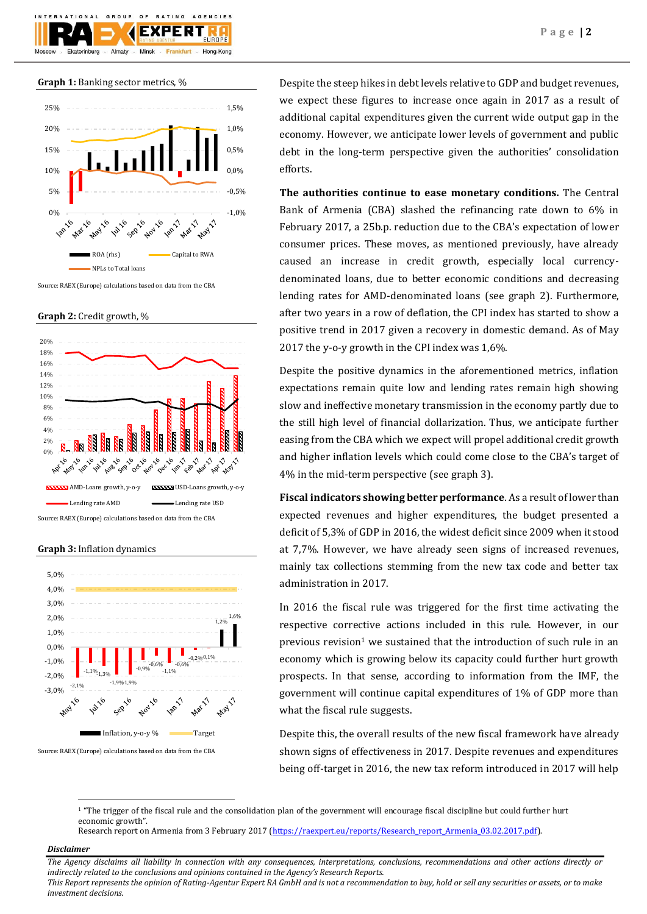**Graph 1:** Banking sector metrics, %

Source: RAEX (Europe) calculations based on data from the CBA

**Graph 2:** Credit growth, %

Source: RAEX (Europe) calculations based on data from the CBA

**Graph 3:** Inflation dynamics

Source: RAEX (Europe) calculations based on data from the CBA

Despite the steep hikes in debt levels relative to GDP and budget revenues, we expect these figures to increase once again in 2017 as a result of additional capital expenditures given the current wide output gap in the economy. However, we anticipate lower levels of government and public debt in the long-term perspective given the authorities' consolidation efforts.

**The authorities continue to ease monetary conditions.** The Central Bank of Armenia (CBA) slashed the refinancing rate down to 6% in February 2017, a 25b.p. reduction due to the CBA's expectation of lower consumer prices. These moves, as mentioned previously, have already caused an increase in credit growth, especially local currency-denominated loans, due to better economic conditions and decreasing lending rates for AMD-denominated loans (see graph 2). Furthermore, after two years in a row of deflation, the CPI index has started to show a positive trend in 2017 given a recovery in domestic demand. As of May 2017 the y-o-y growth in the CPI index was 1,6%.

Despite the positive dynamics in the aforementioned metrics, inflation expectations remain quite low and lending rates remain high showing slow and ineffective monetary transmission in the economy partly due to the still high level of financial dollarization. Thus, we anticipate further easing from the CBA which we expect will propel additional credit growth and higher inflation levels which could come close to the CBA's target of 4% in the mid-term perspective (see graph 3).

**Fiscal indicators showing better performance**. As a result of lower than expected revenues and higher expenditures, the budget presented a deficit of 5,3% of GDP in 2016, the widest deficit since 2009 when it stood at 7,7%. However, we have already seen signs of increased revenues, mainly tax collections stemming from the new tax code and better tax administration in 2017.

In 2016 the fiscal rule was triggered for the first time activating the respective corrective actions included in this rule. However, in our previous revision[1] we sustained that the introduction of such rule in an economy which is growing below its capacity could further hurt growth prospects. In that sense, according to information from the IMF, the government will continue capital expenditures of 1% of GDP more than what the fiscal rule suggests.

Despite this, the overall results of the new fiscal framework have already shown signs of effectiveness in 2017. Despite revenues and expenditures being off-target in 2016, the new tax reform introduced in 2017 will help

[1] "The trigger of the fiscal rule and the consolidation plan of the government will encourage fiscal discipline but could further hurt economic growth".
Research report on Armenia from 3 February 2017 (https://raexpert.eu/reports/Research_report_Armenia_03.02.2017.pdf).

***Disclaimer***

*The Agency disclaims all liability in connection with any consequences, interpretations, conclusions, recommendations and other actions directly or indirectly related to the conclusions and opinions contained in the Agency's Research Reports.*
*This Report represents the opinion of Rating-Agentur Expert RA GmbH and is not a recommendation to buy, hold or sell any securities or assets, or to make investment decisions.*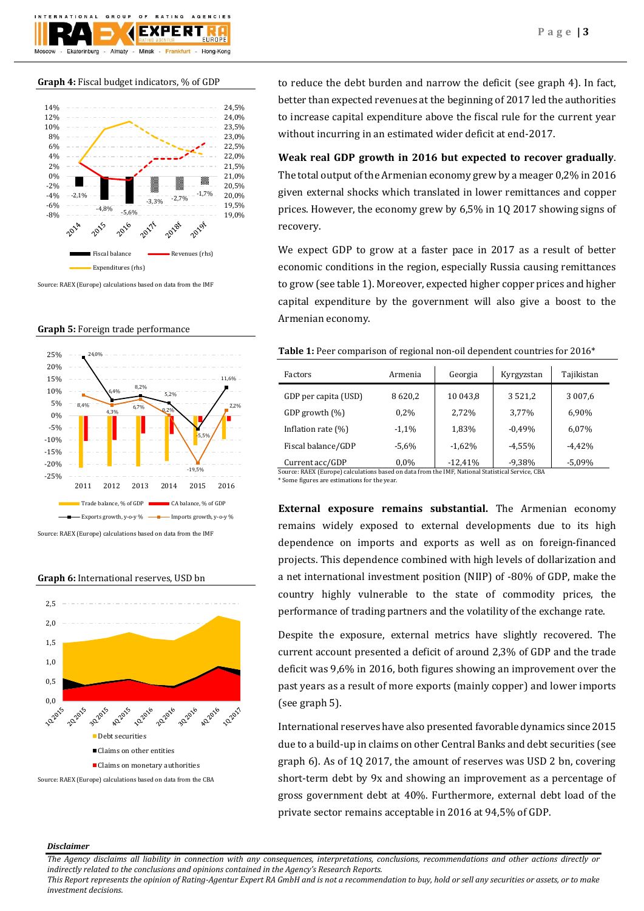**Graph 4:** Fiscal budget indicators, % of GDP

Source: RAEX (Europe) calculations based on data from the IMF

**Graph 5:** Foreign trade performance

Source: RAEX (Europe) calculations based on data from the IMF

**Graph 6:** International reserves, USD bn

Source: RAEX (Europe) calculations based on data from the CBA

to reduce the debt burden and narrow the deficit (see graph 4). In fact, better than expected revenues at the beginning of 2017 led the authorities to increase capital expenditure above the fiscal rule for the current year without incurring in an estimated wider deficit at end-2017.

**Weak real GDP growth in 2016 but expected to recover gradually**. The total output of the Armenian economy grew by a meager 0,2% in 2016 given external shocks which translated in lower remittances and copper prices. However, the economy grew by 6,5% in 1Q 2017 showing signs of recovery.

We expect GDP to grow at a faster pace in 2017 as a result of better economic conditions in the region, especially Russia causing remittances to grow (see table 1). Moreover, expected higher copper prices and higher capital expenditure by the government will also give a boost to the Armenian economy.

**Table 1:** Peer comparison of regional non-oil dependent countries for 2016*

| Factors | Armenia | Georgia | Kyrgyzstan | Tajikistan |
|---|---|---|---|---|
| GDP per capita (USD) | 8 620,2 | 10 043,8 | 3 521,2 | 3 007,6 |
| GDP growth (%) | 0,2% | 2,72% | 3,77% | 6,90% |
| Inflation rate (%) | -1,1% | 1,83% | -0,49% | 6,07% |
| Fiscal balance/GDP | -5,6% | -1,62% | -4,55% | -4,42% |
| Current acc/GDP | 0,0% | -12,41% | -9,38% | -5,09% |

Source: RAEX (Europe) calculations based on data from the IMF, National Statistical Service, CBA
* Some figures are estimations for the year.

**External exposure remains substantial.** The Armenian economy remains widely exposed to external developments due to its high dependence on imports and exports as well as on foreign-financed projects. This dependence combined with high levels of dollarization and a net international investment position (NIIP) of -80% of GDP, make the country highly vulnerable to the state of commodity prices, the performance of trading partners and the volatility of the exchange rate.

Despite the exposure, external metrics have slightly recovered. The current account presented a deficit of around 2,3% of GDP and the trade deficit was 9,6% in 2016, both figures showing an improvement over the past years as a result of more exports (mainly copper) and lower imports (see graph 5).

International reserves have also presented favorable dynamics since 2015 due to a build-up in claims on other Central Banks and debt securities (see graph 6). As of 1Q 2017, the amount of reserves was USD 2 bn, covering short-term debt by 9x and showing an improvement as a percentage of gross government debt at 40%. Furthermore, external debt load of the private sector remains acceptable in 2016 at 94,5% of GDP.

***Disclaimer***

*The Agency disclaims all liability in connection with any consequences, interpretations, conclusions, recommendations and other actions directly or indirectly related to the conclusions and opinions contained in the Agency's Research Reports.*
*This Report represents the opinion of Rating-Agentur Expert RA GmbH and is not a recommendation to buy, hold or sell any securities or assets, or to make investment decisions.*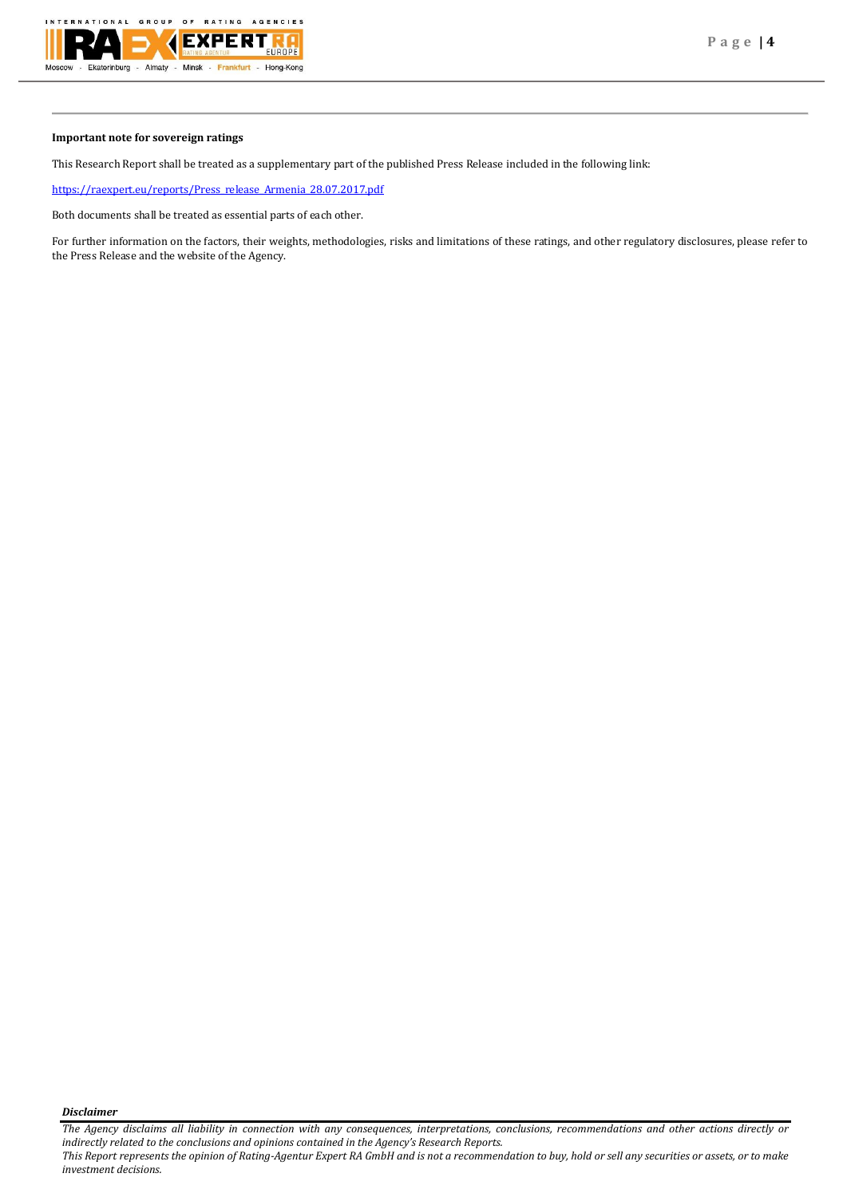**Important note for sovereign ratings**

This Research Report shall be treated as a supplementary part of the published Press Release included in the following link:

https://raexpert.eu/reports/Press_release_Armenia_28.07.2017.pdf

Both documents shall be treated as essential parts of each other.

For further information on the factors, their weights, methodologies, risks and limitations of these ratings, and other regulatory disclosures, please refer to the Press Release and the website of the Agency.

***Disclaimer***

*The Agency disclaims all liability in connection with any consequences, interpretations, conclusions, recommendations and other actions directly or indirectly related to the conclusions and opinions contained in the Agency's Research Reports.*

*This Report represents the opinion of Rating-Agentur Expert RA GmbH and is not a recommendation to buy, hold or sell any securities or assets, or to make investment decisions.*